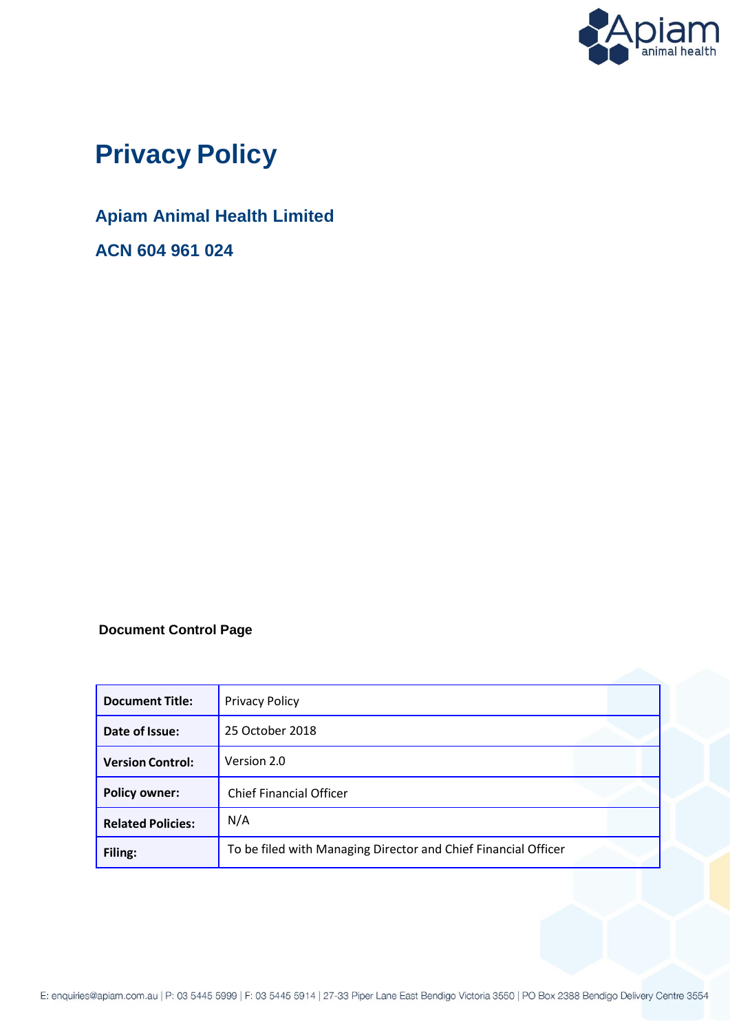# Privacy Policy

## Apiam Animal Health Limited

## ACN 604 961 024

**Document Control Page**

| **Document Title:** | Privacy Policy |
|---|---|
| **Date of Issue:** | 25 October 2018 |
| **Version Control:** | Version 2.0 |
| **Policy owner:** | Chief Financial Officer |
| **Related Policies:** | N/A |
| **Filing:** | To be filed with Managing Director and Chief Financial Officer |

E: enquiries@apiam.com.au | P: 03 5445 5999 | F: 03 5445 5914 | 27-33 Piper Lane East Bendigo Victoria 3550 | PO Box 2388 Bendigo Delivery Centre 3554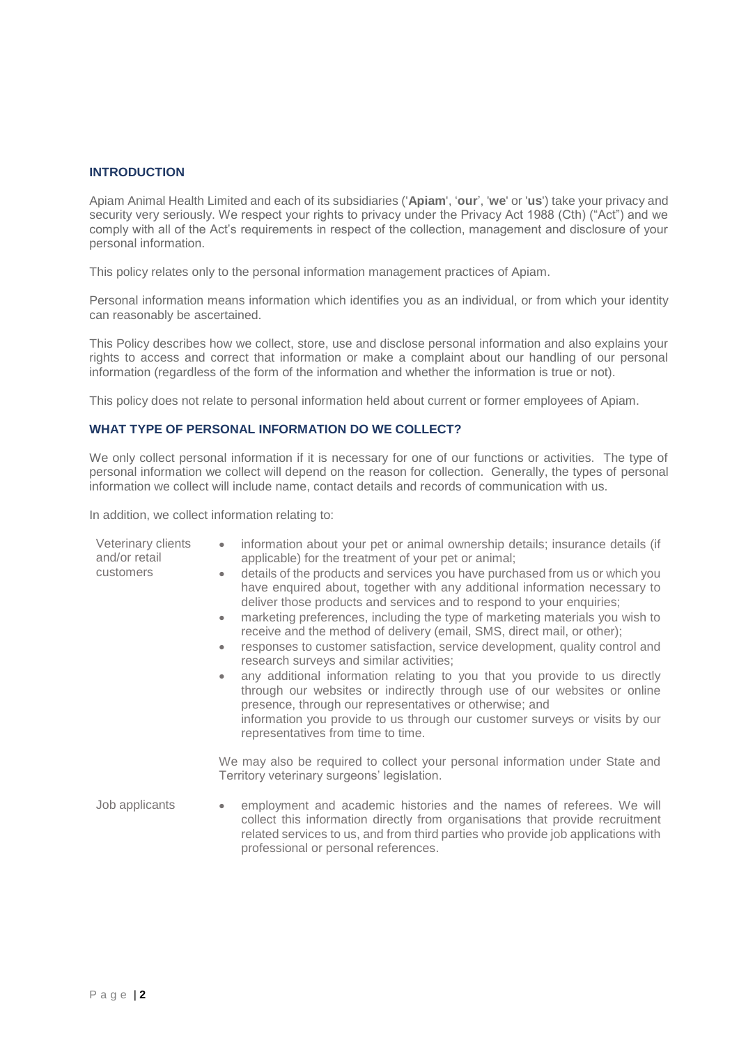## INTRODUCTION

Apiam Animal Health Limited and each of its subsidiaries ('**Apiam**', '**our**', '**we**' or '**us**') take your privacy and security very seriously. We respect your rights to privacy under the Privacy Act 1988 (Cth) ("Act") and we comply with all of the Act's requirements in respect of the collection, management and disclosure of your personal information.

This policy relates only to the personal information management practices of Apiam.

Personal information means information which identifies you as an individual, or from which your identity can reasonably be ascertained.

This Policy describes how we collect, store, use and disclose personal information and also explains your rights to access and correct that information or make a complaint about our handling of our personal information (regardless of the form of the information and whether the information is true or not).

This policy does not relate to personal information held about current or former employees of Apiam.

## WHAT TYPE OF PERSONAL INFORMATION DO WE COLLECT?

We only collect personal information if it is necessary for one of our functions or activities. The type of personal information we collect will depend on the reason for collection. Generally, the types of personal information we collect will include name, contact details and records of communication with us.

In addition, we collect information relating to:

| | |
|---|---|
| Veterinary clients and/or retail customers | • information about your pet or animal ownership details; insurance details (if applicable) for the treatment of your pet or animal;<br>• details of the products and services you have purchased from us or which you have enquired about, together with any additional information necessary to deliver those products and services and to respond to your enquiries;<br>• marketing preferences, including the type of marketing materials you wish to receive and the method of delivery (email, SMS, direct mail, or other);<br>• responses to customer satisfaction, service development, quality control and research surveys and similar activities;<br>• any additional information relating to you that you provide to us directly through our websites or indirectly through use of our websites or online presence, through our representatives or otherwise; and information you provide to us through our customer surveys or visits by our representatives from time to time.<br><br>We may also be required to collect your personal information under State and Territory veterinary surgeons' legislation. |
| Job applicants | • employment and academic histories and the names of referees. We will collect this information directly from organisations that provide recruitment related services to us, and from third parties who provide job applications with professional or personal references. |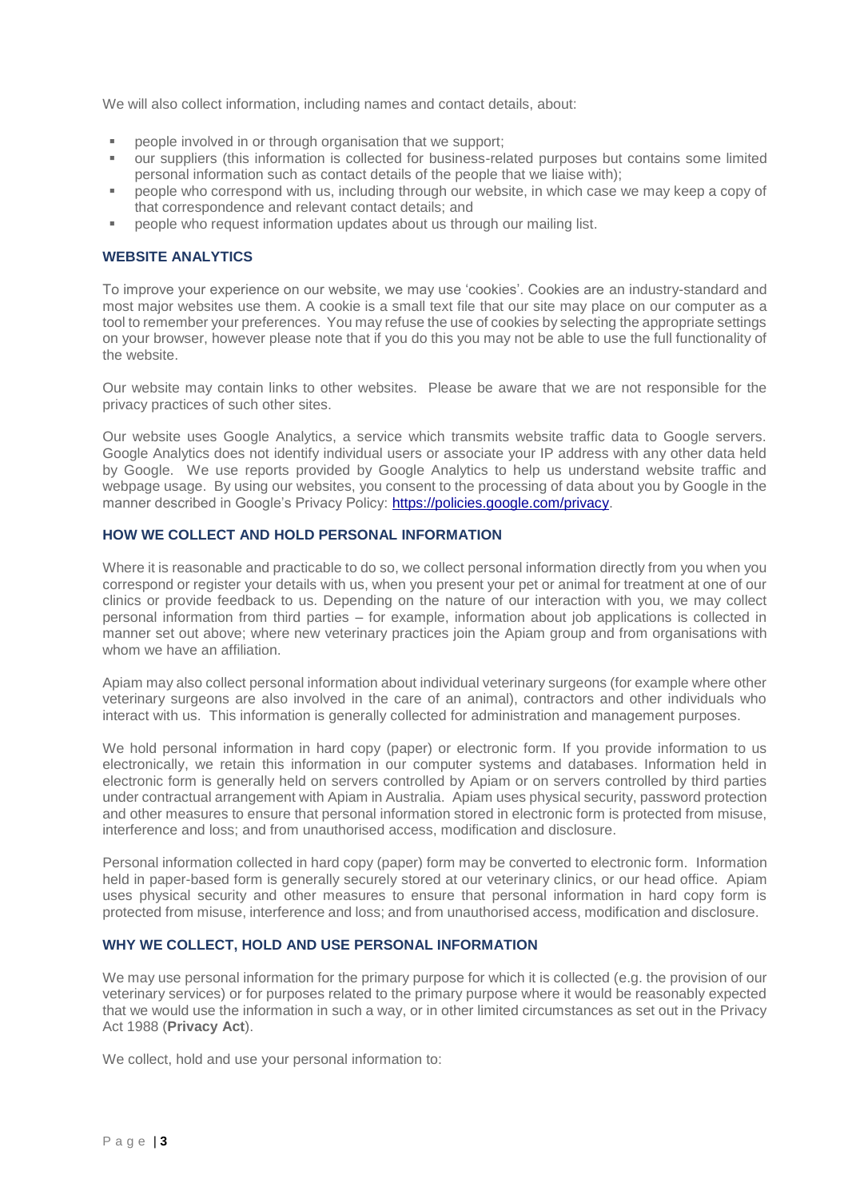We will also collect information, including names and contact details, about:

- people involved in or through organisation that we support;
- our suppliers (this information is collected for business-related purposes but contains some limited personal information such as contact details of the people that we liaise with);
- people who correspond with us, including through our website, in which case we may keep a copy of that correspondence and relevant contact details; and
- people who request information updates about us through our mailing list.

## WEBSITE ANALYTICS

To improve your experience on our website, we may use 'cookies'. Cookies are an industry-standard and most major websites use them. A cookie is a small text file that our site may place on our computer as a tool to remember your preferences. You may refuse the use of cookies by selecting the appropriate settings on your browser, however please note that if you do this you may not be able to use the full functionality of the website.

Our website may contain links to other websites. Please be aware that we are not responsible for the privacy practices of such other sites.

Our website uses Google Analytics, a service which transmits website traffic data to Google servers. Google Analytics does not identify individual users or associate your IP address with any other data held by Google. We use reports provided by Google Analytics to help us understand website traffic and webpage usage. By using our websites, you consent to the processing of data about you by Google in the manner described in Google's Privacy Policy: [https://policies.google.com/privacy](https://policies.google.com/privacy).

## HOW WE COLLECT AND HOLD PERSONAL INFORMATION

Where it is reasonable and practicable to do so, we collect personal information directly from you when you correspond or register your details with us, when you present your pet or animal for treatment at one of our clinics or provide feedback to us. Depending on the nature of our interaction with you, we may collect personal information from third parties – for example, information about job applications is collected in manner set out above; where new veterinary practices join the Apiam group and from organisations with whom we have an affiliation.

Apiam may also collect personal information about individual veterinary surgeons (for example where other veterinary surgeons are also involved in the care of an animal), contractors and other individuals who interact with us. This information is generally collected for administration and management purposes.

We hold personal information in hard copy (paper) or electronic form. If you provide information to us electronically, we retain this information in our computer systems and databases. Information held in electronic form is generally held on servers controlled by Apiam or on servers controlled by third parties under contractual arrangement with Apiam in Australia. Apiam uses physical security, password protection and other measures to ensure that personal information stored in electronic form is protected from misuse, interference and loss; and from unauthorised access, modification and disclosure.

Personal information collected in hard copy (paper) form may be converted to electronic form. Information held in paper-based form is generally securely stored at our veterinary clinics, or our head office. Apiam uses physical security and other measures to ensure that personal information in hard copy form is protected from misuse, interference and loss; and from unauthorised access, modification and disclosure.

## WHY WE COLLECT, HOLD AND USE PERSONAL INFORMATION

We may use personal information for the primary purpose for which it is collected (e.g. the provision of our veterinary services) or for purposes related to the primary purpose where it would be reasonably expected that we would use the information in such a way, or in other limited circumstances as set out in the Privacy Act 1988 (**Privacy Act**).

We collect, hold and use your personal information to: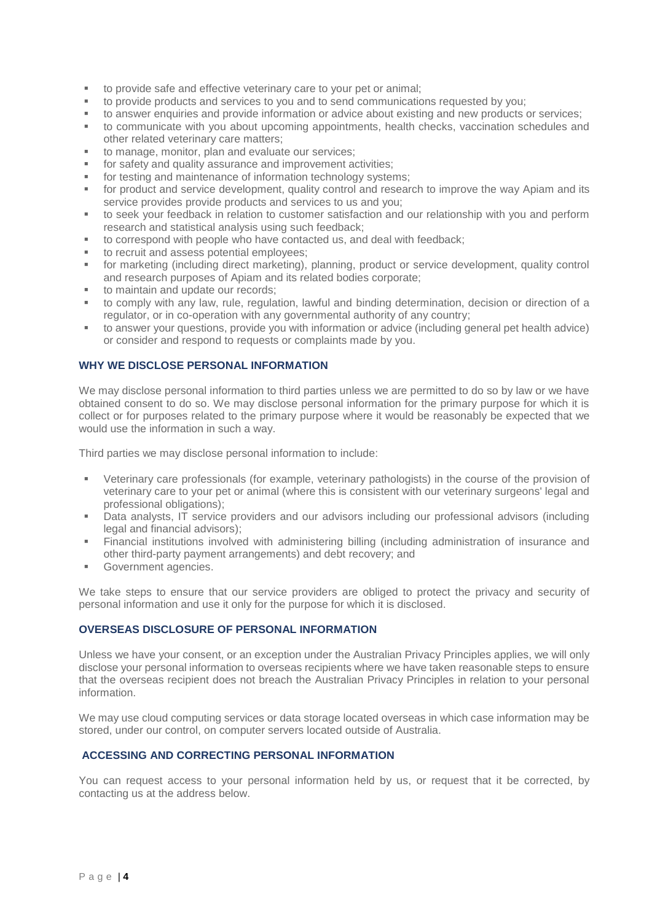- to provide safe and effective veterinary care to your pet or animal;
- to provide products and services to you and to send communications requested by you;
- to answer enquiries and provide information or advice about existing and new products or services;
- to communicate with you about upcoming appointments, health checks, vaccination schedules and other related veterinary care matters;
- to manage, monitor, plan and evaluate our services;
- for safety and quality assurance and improvement activities;
- for testing and maintenance of information technology systems;
- for product and service development, quality control and research to improve the way Apiam and its service provides provide products and services to us and you;
- to seek your feedback in relation to customer satisfaction and our relationship with you and perform research and statistical analysis using such feedback;
- to correspond with people who have contacted us, and deal with feedback;
- to recruit and assess potential employees;
- for marketing (including direct marketing), planning, product or service development, quality control and research purposes of Apiam and its related bodies corporate;
- to maintain and update our records;
- to comply with any law, rule, regulation, lawful and binding determination, decision or direction of a regulator, or in co-operation with any governmental authority of any country;
- to answer your questions, provide you with information or advice (including general pet health advice) or consider and respond to requests or complaints made by you.

## WHY WE DISCLOSE PERSONAL INFORMATION

We may disclose personal information to third parties unless we are permitted to do so by law or we have obtained consent to do so. We may disclose personal information for the primary purpose for which it is collect or for purposes related to the primary purpose where it would be reasonably be expected that we would use the information in such a way.

Third parties we may disclose personal information to include:

- Veterinary care professionals (for example, veterinary pathologists) in the course of the provision of veterinary care to your pet or animal (where this is consistent with our veterinary surgeons' legal and professional obligations);
- Data analysts, IT service providers and our advisors including our professional advisors (including legal and financial advisors);
- Financial institutions involved with administering billing (including administration of insurance and other third-party payment arrangements) and debt recovery; and
- Government agencies.

We take steps to ensure that our service providers are obliged to protect the privacy and security of personal information and use it only for the purpose for which it is disclosed.

## OVERSEAS DISCLOSURE OF PERSONAL INFORMATION

Unless we have your consent, or an exception under the Australian Privacy Principles applies, we will only disclose your personal information to overseas recipients where we have taken reasonable steps to ensure that the overseas recipient does not breach the Australian Privacy Principles in relation to your personal information.

We may use cloud computing services or data storage located overseas in which case information may be stored, under our control, on computer servers located outside of Australia.

## ACCESSING AND CORRECTING PERSONAL INFORMATION

You can request access to your personal information held by us, or request that it be corrected, by contacting us at the address below.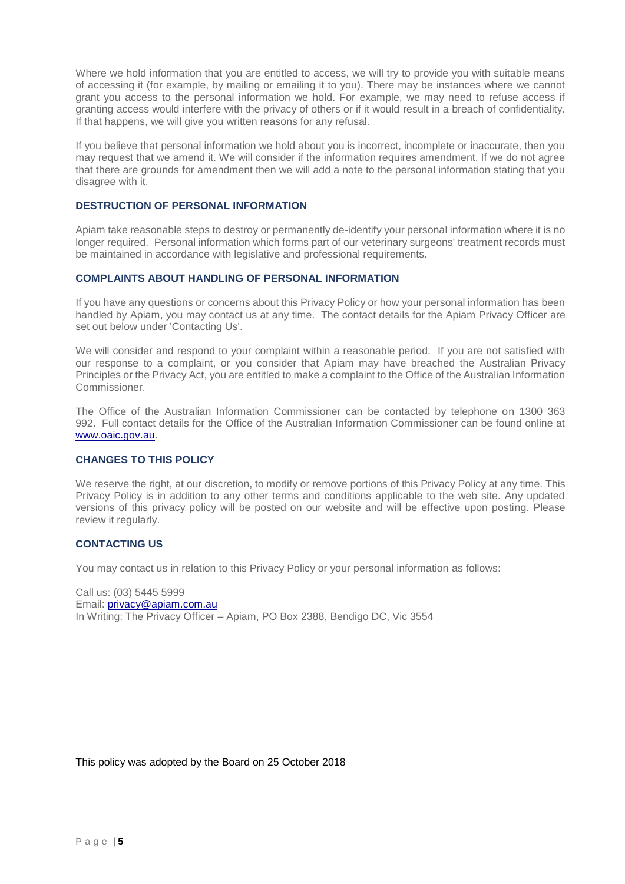Where we hold information that you are entitled to access, we will try to provide you with suitable means of accessing it (for example, by mailing or emailing it to you). There may be instances where we cannot grant you access to the personal information we hold. For example, we may need to refuse access if granting access would interfere with the privacy of others or if it would result in a breach of confidentiality. If that happens, we will give you written reasons for any refusal.

If you believe that personal information we hold about you is incorrect, incomplete or inaccurate, then you may request that we amend it. We will consider if the information requires amendment. If we do not agree that there are grounds for amendment then we will add a note to the personal information stating that you disagree with it.

### DESTRUCTION OF PERSONAL INFORMATION

Apiam take reasonable steps to destroy or permanently de-identify your personal information where it is no longer required. Personal information which forms part of our veterinary surgeons' treatment records must be maintained in accordance with legislative and professional requirements.

### COMPLAINTS ABOUT HANDLING OF PERSONAL INFORMATION

If you have any questions or concerns about this Privacy Policy or how your personal information has been handled by Apiam, you may contact us at any time. The contact details for the Apiam Privacy Officer are set out below under 'Contacting Us'.

We will consider and respond to your complaint within a reasonable period. If you are not satisfied with our response to a complaint, or you consider that Apiam may have breached the Australian Privacy Principles or the Privacy Act, you are entitled to make a complaint to the Office of the Australian Information Commissioner.

The Office of the Australian Information Commissioner can be contacted by telephone on 1300 363 992. Full contact details for the Office of the Australian Information Commissioner can be found online at [www.oaic.gov.au](http://www.oaic.gov.au).

### CHANGES TO THIS POLICY

We reserve the right, at our discretion, to modify or remove portions of this Privacy Policy at any time. This Privacy Policy is in addition to any other terms and conditions applicable to the web site. Any updated versions of this privacy policy will be posted on our website and will be effective upon posting. Please review it regularly.

### CONTACTING US

You may contact us in relation to this Privacy Policy or your personal information as follows:

Call us: (03) 5445 5999
Email: [privacy@apiam.com.au](mailto:privacy@apiam.com.au)
In Writing: The Privacy Officer – Apiam, PO Box 2388, Bendigo DC, Vic 3554

This policy was adopted by the Board on 25 October 2018